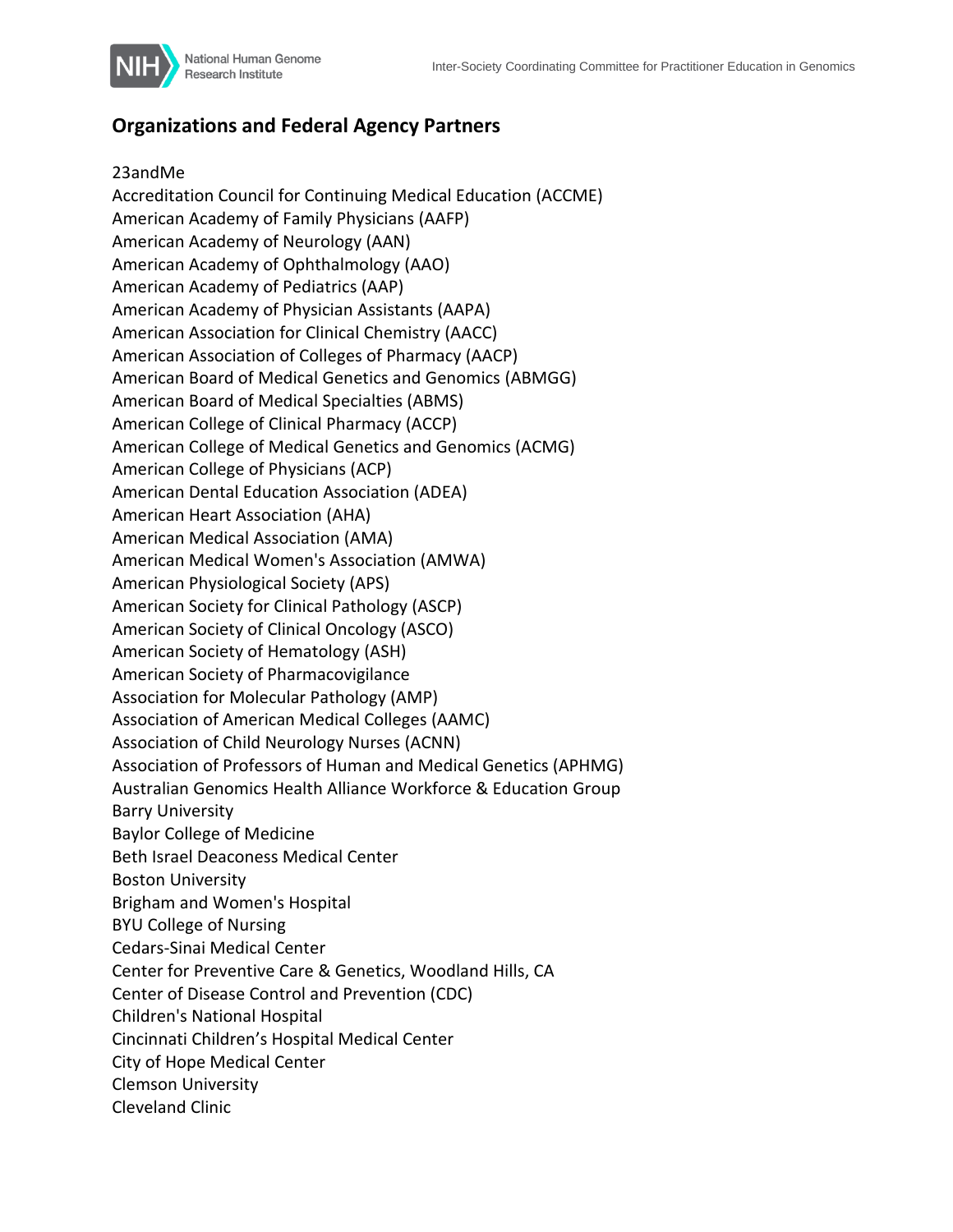## Organizations and Federal Agency Partners

23andMe
Accreditation Council for Continuing Medical Education (ACCME)
American Academy of Family Physicians (AAFP)
American Academy of Neurology (AAN)
American Academy of Ophthalmology (AAO)
American Academy of Pediatrics (AAP)
American Academy of Physician Assistants (AAPA)
American Association for Clinical Chemistry (AACC)
American Association of Colleges of Pharmacy (AACP)
American Board of Medical Genetics and Genomics (ABMGG)
American Board of Medical Specialties (ABMS)
American College of Clinical Pharmacy (ACCP)
American College of Medical Genetics and Genomics (ACMG)
American College of Physicians (ACP)
American Dental Education Association (ADEA)
American Heart Association (AHA)
American Medical Association (AMA)
American Medical Women's Association (AMWA)
American Physiological Society (APS)
American Society for Clinical Pathology (ASCP)
American Society of Clinical Oncology (ASCO)
American Society of Hematology (ASH)
American Society of Pharmacovigilance
Association for Molecular Pathology (AMP)
Association of American Medical Colleges (AAMC)
Association of Child Neurology Nurses (ACNN)
Association of Professors of Human and Medical Genetics (APHMG)
Australian Genomics Health Alliance Workforce & Education Group
Barry University
Baylor College of Medicine
Beth Israel Deaconess Medical Center
Boston University
Brigham and Women's Hospital
BYU College of Nursing
Cedars-Sinai Medical Center
Center for Preventive Care & Genetics, Woodland Hills, CA
Center of Disease Control and Prevention (CDC)
Children's National Hospital
Cincinnati Children’s Hospital Medical Center
City of Hope Medical Center
Clemson University
Cleveland Clinic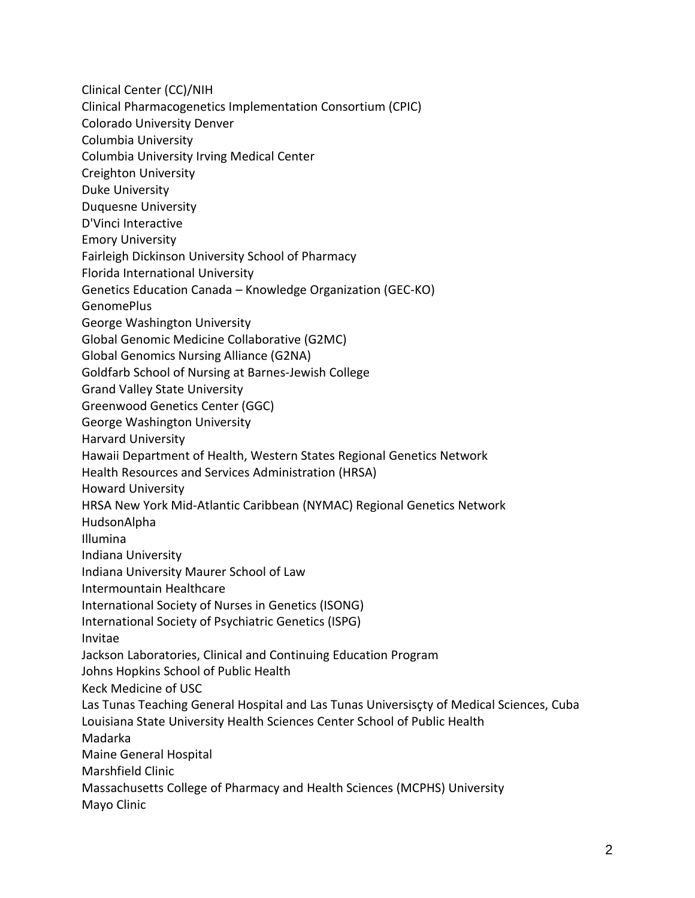Clinical Center (CC)/NIH
Clinical Pharmacogenetics Implementation Consortium (CPIC)
Colorado University Denver
Columbia University
Columbia University Irving Medical Center
Creighton University
Duke University
Duquesne University
D'Vinci Interactive
Emory University
Fairleigh Dickinson University School of Pharmacy
Florida International University
Genetics Education Canada – Knowledge Organization (GEC-KO)
GenomePlus
George Washington University
Global Genomic Medicine Collaborative (G2MC)
Global Genomics Nursing Alliance (G2NA)
Goldfarb School of Nursing at Barnes-Jewish College
Grand Valley State University
Greenwood Genetics Center (GGC)
George Washington University
Harvard University
Hawaii Department of Health, Western States Regional Genetics Network
Health Resources and Services Administration (HRSA)
Howard University
HRSA New York Mid-Atlantic Caribbean (NYMAC) Regional Genetics Network
HudsonAlpha
Illumina
Indiana University
Indiana University Maurer School of Law
Intermountain Healthcare
International Society of Nurses in Genetics (ISONG)
International Society of Psychiatric Genetics (ISPG)
Invitae
Jackson Laboratories, Clinical and Continuing Education Program
Johns Hopkins School of Public Health
Keck Medicine of USC
Las Tunas Teaching General Hospital and Las Tunas Universisçty of Medical Sciences, Cuba
Louisiana State University Health Sciences Center School of Public Health
Madarka
Maine General Hospital
Marshfield Clinic
Massachusetts College of Pharmacy and Health Sciences (MCPHS) University
Mayo Clinic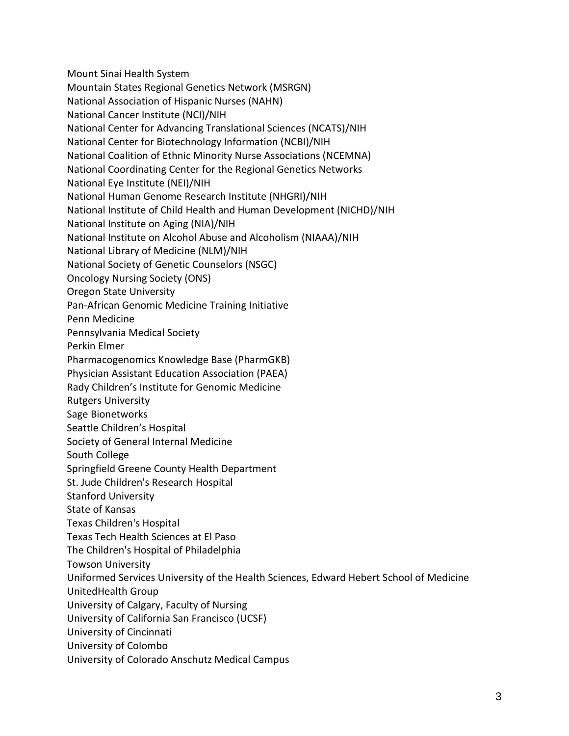Mount Sinai Health System
Mountain States Regional Genetics Network (MSRGN)
National Association of Hispanic Nurses (NAHN)
National Cancer Institute (NCI)/NIH
National Center for Advancing Translational Sciences (NCATS)/NIH
National Center for Biotechnology Information (NCBI)/NIH
National Coalition of Ethnic Minority Nurse Associations (NCEMNA)
National Coordinating Center for the Regional Genetics Networks
National Eye Institute (NEI)/NIH
National Human Genome Research Institute (NHGRI)/NIH
National Institute of Child Health and Human Development (NICHD)/NIH
National Institute on Aging (NIA)/NIH
National Institute on Alcohol Abuse and Alcoholism (NIAAA)/NIH
National Library of Medicine (NLM)/NIH
National Society of Genetic Counselors (NSGC)
Oncology Nursing Society (ONS)
Oregon State University
Pan-African Genomic Medicine Training Initiative
Penn Medicine
Pennsylvania Medical Society
Perkin Elmer
Pharmacogenomics Knowledge Base (PharmGKB)
Physician Assistant Education Association (PAEA)
Rady Children's Institute for Genomic Medicine
Rutgers University
Sage Bionetworks
Seattle Children's Hospital
Society of General Internal Medicine
South College
Springfield Greene County Health Department
St. Jude Children's Research Hospital
Stanford University
State of Kansas
Texas Children's Hospital
Texas Tech Health Sciences at El Paso
The Children's Hospital of Philadelphia
Towson University
Uniformed Services University of the Health Sciences, Edward Hebert School of Medicine
UnitedHealth Group
University of Calgary, Faculty of Nursing
University of California San Francisco (UCSF)
University of Cincinnati
University of Colombo
University of Colorado Anschutz Medical Campus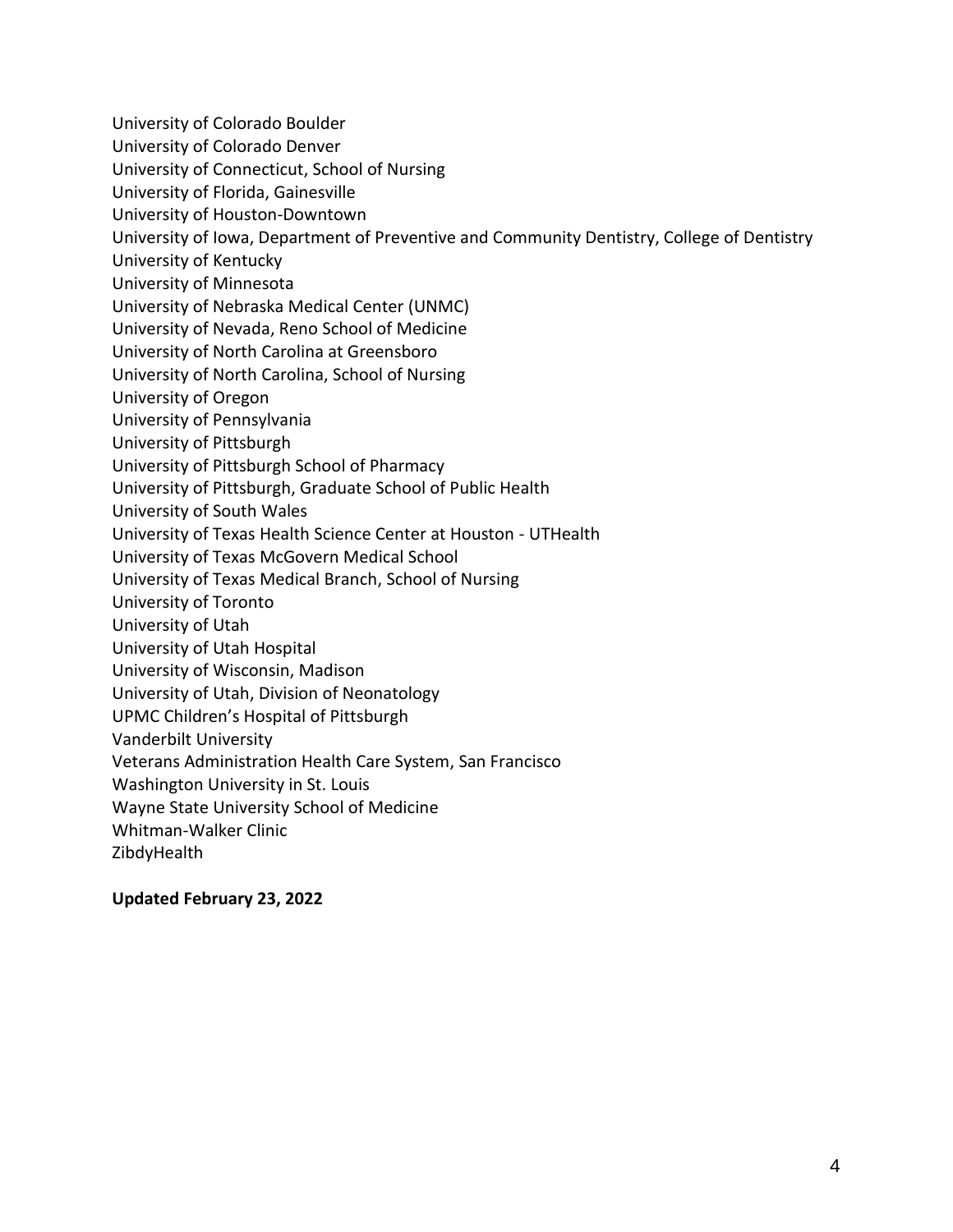University of Colorado Boulder
University of Colorado Denver
University of Connecticut, School of Nursing
University of Florida, Gainesville
University of Houston-Downtown
University of Iowa, Department of Preventive and Community Dentistry, College of Dentistry
University of Kentucky
University of Minnesota
University of Nebraska Medical Center (UNMC)
University of Nevada, Reno School of Medicine
University of North Carolina at Greensboro
University of North Carolina, School of Nursing
University of Oregon
University of Pennsylvania
University of Pittsburgh
University of Pittsburgh School of Pharmacy
University of Pittsburgh, Graduate School of Public Health
University of South Wales
University of Texas Health Science Center at Houston - UTHealth
University of Texas McGovern Medical School
University of Texas Medical Branch, School of Nursing
University of Toronto
University of Utah
University of Utah Hospital
University of Wisconsin, Madison
University of Utah, Division of Neonatology
UPMC Children's Hospital of Pittsburgh
Vanderbilt University
Veterans Administration Health Care System, San Francisco
Washington University in St. Louis
Wayne State University School of Medicine
Whitman-Walker Clinic
ZibdyHealth

**Updated February 23, 2022**